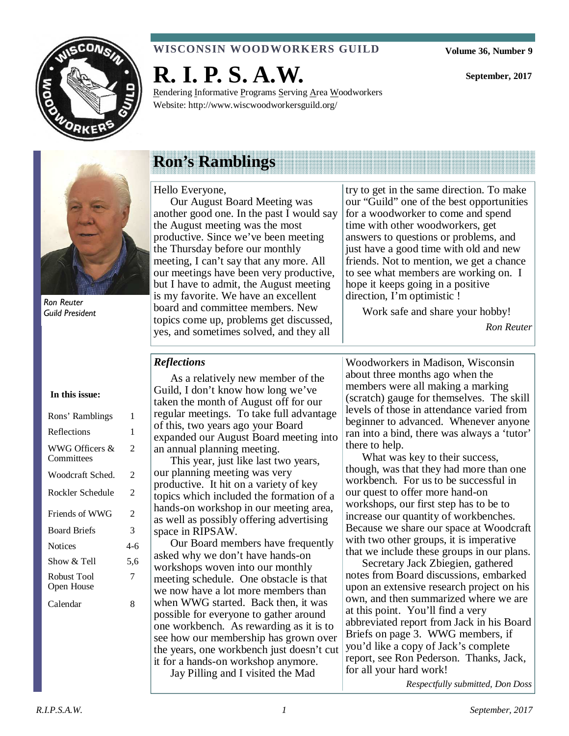# WISCONSIN WOODWORKERS GUILD

Volume 36, Number 9

# R. I. P. S. A.W.

September, 2017

Rendering Informative Programs Serving Area Woodworkers
Website: http://www.wiscwoodworkersguild.org/

*Ron Reuter*
*Guild President*

**In this issue:**

| | |
|---|---|
| Rons' Ramblings | 1 |
| Reflections | 1 |
| WWG Officers & Committees | 2 |
| Woodcraft Sched. | 2 |
| Rockler Schedule | 2 |
| Friends of WWG | 2 |
| Board Briefs | 3 |
| Notices | 4-6 |
| Show & Tell | 5,6 |
| Robust Tool Open House | 7 |
| Calendar | 8 |

## Ron's Ramblings

Hello Everyone,

Our August Board Meeting was another good one. In the past I would say the August meeting was the most productive. Since we've been meeting the Thursday before our monthly meeting, I can't say that any more. All our meetings have been very productive, but I have to admit, the August meeting is my favorite. We have an excellent board and committee members. New topics come up, problems get discussed, yes, and sometimes solved, and they all try to get in the same direction. To make our "Guild" one of the best opportunities for a woodworker to come and spend time with other woodworkers, get answers to questions or problems, and just have a good time with old and new friends. Not to mention, we get a chance to see what members are working on. I hope it keeps going in a positive direction, I'm optimistic !

Work safe and share your hobby!

*Ron Reuter*

### *Reflections*

As a relatively new member of the Guild, I don't know how long we've taken the month of August off for our regular meetings. To take full advantage of this, two years ago your Board expanded our August Board meeting into an annual planning meeting.

This year, just like last two years, our planning meeting was very productive. It hit on a variety of key topics which included the formation of a hands-on workshop in our meeting area, as well as possibly offering advertising space in RIPSAW.

Our Board members have frequently asked why we don't have hands-on workshops woven into our monthly meeting schedule. One obstacle is that we now have a lot more members than when WWG started. Back then, it was possible for everyone to gather around one workbench. As rewarding as it is to see how our membership has grown over the years, one workbench just doesn't cut it for a hands-on workshop anymore.

Jay Pilling and I visited the Mad Woodworkers in Madison, Wisconsin about three months ago when the members were all making a marking (scratch) gauge for themselves. The skill levels of those in attendance varied from beginner to advanced. Whenever anyone ran into a bind, there was always a 'tutor' there to help.

What was key to their success, though, was that they had more than one workbench. For us to be successful in our quest to offer more hand-on workshops, our first step has to be to increase our quantity of workbenches. Because we share our space at Woodcraft with two other groups, it is imperative that we include these groups in our plans.

Secretary Jack Zbiegien, gathered notes from Board discussions, embarked upon an extensive research project on his own, and then summarized where we are at this point. You'll find a very abbreviated report from Jack in his Board Briefs on page 3. WWG members, if you'd like a copy of Jack's complete report, see Ron Pederson. Thanks, Jack, for all your hard work!

*Respectfully submitted, Don Doss*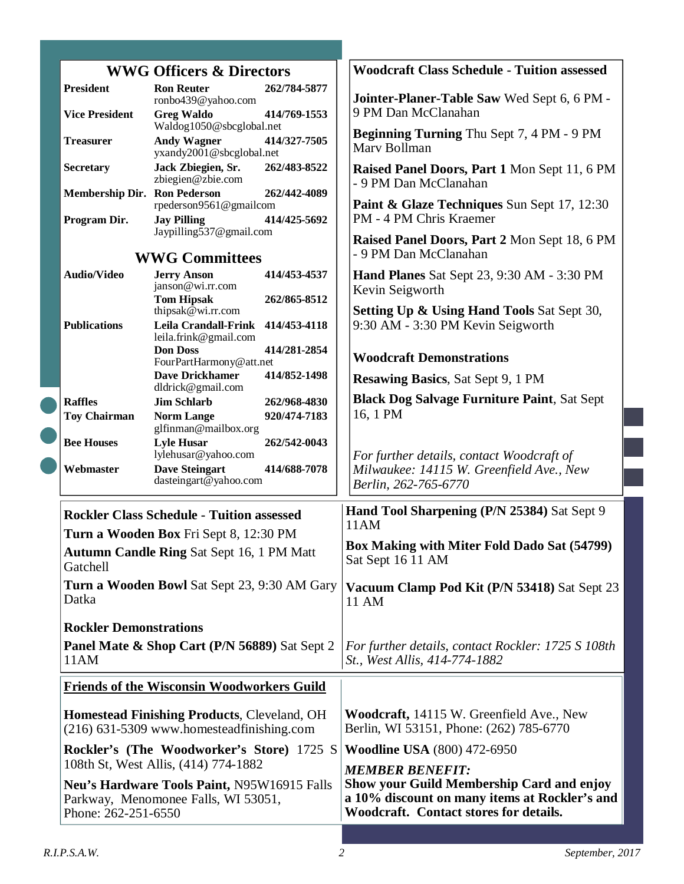## WWG Officers & Directors

| | | | |
|---|---|---|---|
| **President** | **Ron Reuter** ronbo439@yahoo.com | **262/784-5877** |
| **Vice President** | **Greg Waldo** Waldog1050@sbcglobal.net | **414/769-1553** |
| **Treasurer** | **Andy Wagner** yxandy2001@sbcglobal.net | **414/327-7505** |
| **Secretary** | **Jack Zbiegien, Sr.** zbiegien@zbie.com | **262/483-8522** |
| **Membership Dir.** | **Ron Pederson** rpederson9561@gmailcom | **262/442-4089** |
| **Program Dir.** | **Jay Pilling** Jaypilling537@gmail.com | **414/425-5692** |

## WWG Committees

| | | |
|---|---|---|
| **Audio/Video** | **Jerry Anson** janson@wi.rr.com | **414/453-4537** |
| | **Tom Hipsak** thipsak@wi.rr.com | **262/865-8512** |
| **Publications** | **Leila Crandall-Frink** leila.frink@gmail.com | **414/453-4118** |
| | **Don Doss** FourPartHarmony@att.net | **414/281-2854** |
| | **Dave Drickhamer** dldrick@gmail.com | **414/852-1498** |
| **Raffles** | **Jim Schlarb** | **262/968-4830** |
| **Toy Chairman** | **Norm Lange** glfinman@mailbox.org | **920/474-7183** |
| **Bee Houses** | **Lyle Husar** lylehusar@yahoo.com | **262/542-0043** |
| **Webmaster** | **Dave Steingart** dasteingart@yahoo.com | **414/688-7078** |

## Woodcraft Class Schedule - Tuition assessed

**Jointer-Planer-Table Saw** Wed Sept 6, 6 PM - 9 PM Dan McClanahan

**Beginning Turning** Thu Sept 7, 4 PM - 9 PM Marv Bollman

**Raised Panel Doors, Part 1** Mon Sept 11, 6 PM - 9 PM Dan McClanahan

**Paint & Glaze Techniques** Sun Sept 17, 12:30 PM - 4 PM Chris Kraemer

**Raised Panel Doors, Part 2** Mon Sept 18, 6 PM - 9 PM Dan McClanahan

**Hand Planes** Sat Sept 23, 9:30 AM - 3:30 PM Kevin Seigworth

**Setting Up & Using Hand Tools** Sat Sept 30, 9:30 AM - 3:30 PM Kevin Seigworth

**Woodcraft Demonstrations**

**Resawing Basics**, Sat Sept 9, 1 PM

**Black Dog Salvage Furniture Paint**, Sat Sept 16, 1 PM

*For further details, contact Woodcraft of Milwaukee: 14115 W. Greenfield Ave., New Berlin, 262-765-6770*

## Rockler Class Schedule - Tuition assessed

**Turn a Wooden Box** Fri Sept 8, 12:30 PM

**Autumn Candle Ring** Sat Sept 16, 1 PM Matt Gatchell

**Turn a Wooden Bowl** Sat Sept 23, 9:30 AM Gary Datka

**Rockler Demonstrations**

**Panel Mate & Shop Cart (P/N 56889)** Sat Sept 2 11AM

**Hand Tool Sharpening (P/N 25384)** Sat Sept 9 11AM

**Box Making with Miter Fold Dado Sat (54799)** Sat Sept 16 11 AM

**Vacuum Clamp Pod Kit (P/N 53418)** Sat Sept 23 11 AM

*For further details, contact Rockler: 1725 S 108th St., West Allis, 414-774-1882*

## Friends of the Wisconsin Woodworkers Guild

**Homestead Finishing Products**, Cleveland, OH (216) 631-5309 www.homesteadfinishing.com

**Rockler's (The Woodworker's Store)** 1725 S 108th St, West Allis, (414) 774-1882

**Neu's Hardware Tools Paint,** N95W16915 Falls Parkway, Menomonee Falls, WI 53051, Phone: 262-251-6550

**Woodcraft,** 14115 W. Greenfield Ave., New Berlin, WI 53151, Phone: (262) 785-6770

**Woodline USA** (800) 472-6950

***MEMBER BENEFIT:***

**Show your Guild Membership Card and enjoy a 10% discount on many items at Rockler's and Woodcraft. Contact stores for details.**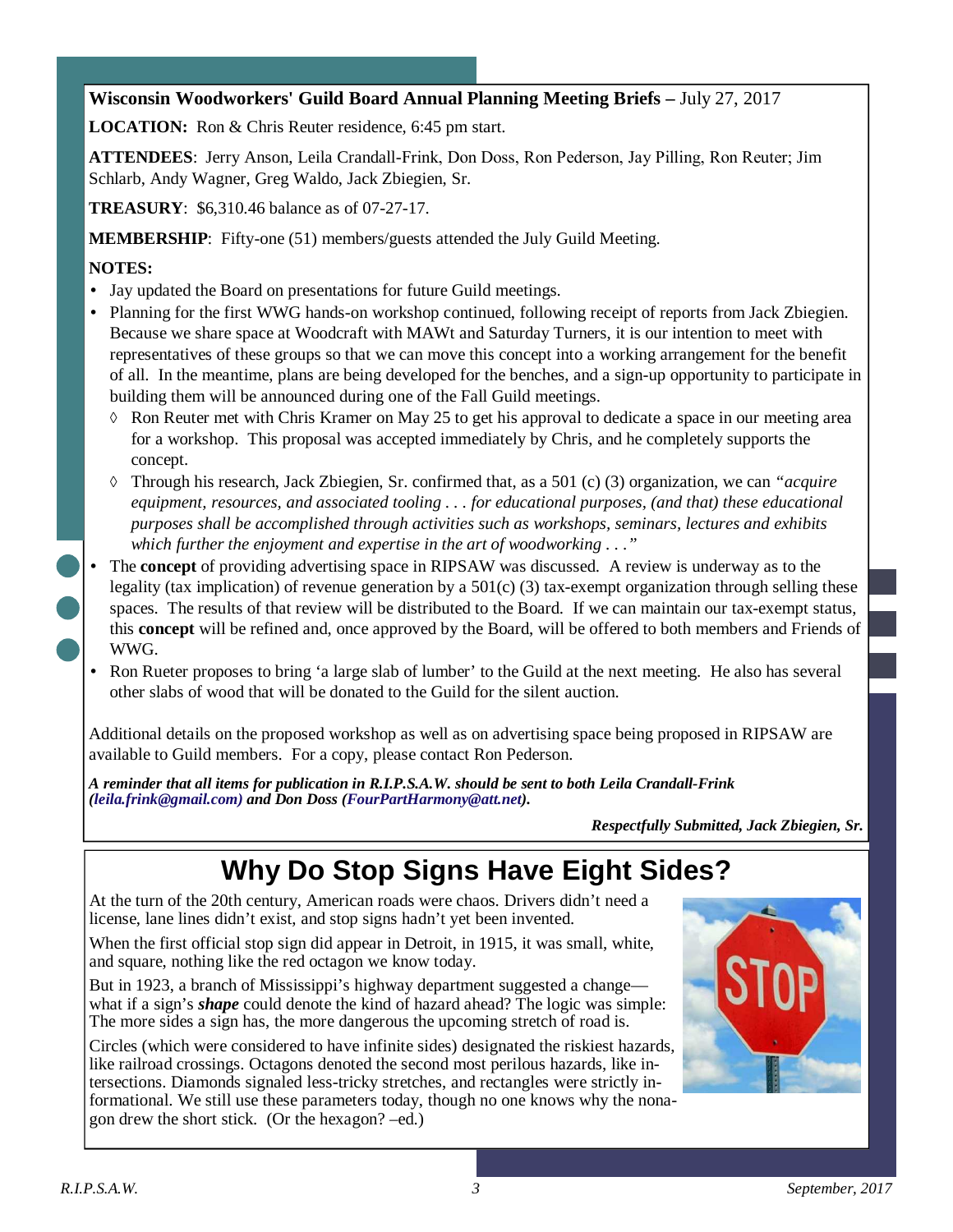**Wisconsin Woodworkers' Guild Board Annual Planning Meeting Briefs –** July 27, 2017

**LOCATION:** Ron & Chris Reuter residence, 6:45 pm start.

**ATTENDEES**: Jerry Anson, Leila Crandall-Frink, Don Doss, Ron Pederson, Jay Pilling, Ron Reuter; Jim Schlarb, Andy Wagner, Greg Waldo, Jack Zbiegien, Sr.

**TREASURY**: $6,310.46 balance as of 07-27-17.

**MEMBERSHIP**: Fifty-one (51) members/guests attended the July Guild Meeting.

**NOTES:**

- Jay updated the Board on presentations for future Guild meetings.
- Planning for the first WWG hands-on workshop continued, following receipt of reports from Jack Zbiegien. Because we share space at Woodcraft with MAWt and Saturday Turners, it is our intention to meet with representatives of these groups so that we can move this concept into a working arrangement for the benefit of all. In the meantime, plans are being developed for the benches, and a sign-up opportunity to participate in building them will be announced during one of the Fall Guild meetings.
  - ◊ Ron Reuter met with Chris Kramer on May 25 to get his approval to dedicate a space in our meeting area for a workshop. This proposal was accepted immediately by Chris, and he completely supports the concept.
  - ◊ Through his research, Jack Zbiegien, Sr. confirmed that, as a 501 (c) (3) organization, we can *"acquire equipment, resources, and associated tooling . . . for educational purposes, (and that) these educational purposes shall be accomplished through activities such as workshops, seminars, lectures and exhibits which further the enjoyment and expertise in the art of woodworking . . ."*
- The **concept** of providing advertising space in RIPSAW was discussed. A review is underway as to the legality (tax implication) of revenue generation by a 501(c) (3) tax-exempt organization through selling these spaces. The results of that review will be distributed to the Board. If we can maintain our tax-exempt status, this **concept** will be refined and, once approved by the Board, will be offered to both members and Friends of WWG.
- Ron Rueter proposes to bring 'a large slab of lumber' to the Guild at the next meeting. He also has several other slabs of wood that will be donated to the Guild for the silent auction.

Additional details on the proposed workshop as well as on advertising space being proposed in RIPSAW are available to Guild members. For a copy, please contact Ron Pederson.

***A reminder that all items for publication in R.I.P.S.A.W. should be sent to both Leila Crandall-Frink (leila.frink@gmail.com) and Don Doss (FourPartHarmony@att.net).***

***Respectfully Submitted, Jack Zbiegien, Sr.***

# Why Do Stop Signs Have Eight Sides?

At the turn of the 20th century, American roads were chaos. Drivers didn't need a license, lane lines didn't exist, and stop signs hadn't yet been invented.

When the first official stop sign did appear in Detroit, in 1915, it was small, white, and square, nothing like the red octagon we know today.

But in 1923, a branch of Mississippi's highway department suggested a change—what if a sign's ***shape*** could denote the kind of hazard ahead? The logic was simple: The more sides a sign has, the more dangerous the upcoming stretch of road is.

Circles (which were considered to have infinite sides) designated the riskiest hazards, like railroad crossings. Octagons denoted the second most perilous hazards, like intersections. Diamonds signaled less-tricky stretches, and rectangles were strictly informational. We still use these parameters today, though no one knows why the nonagon drew the short stick. (Or the hexagon? –ed.)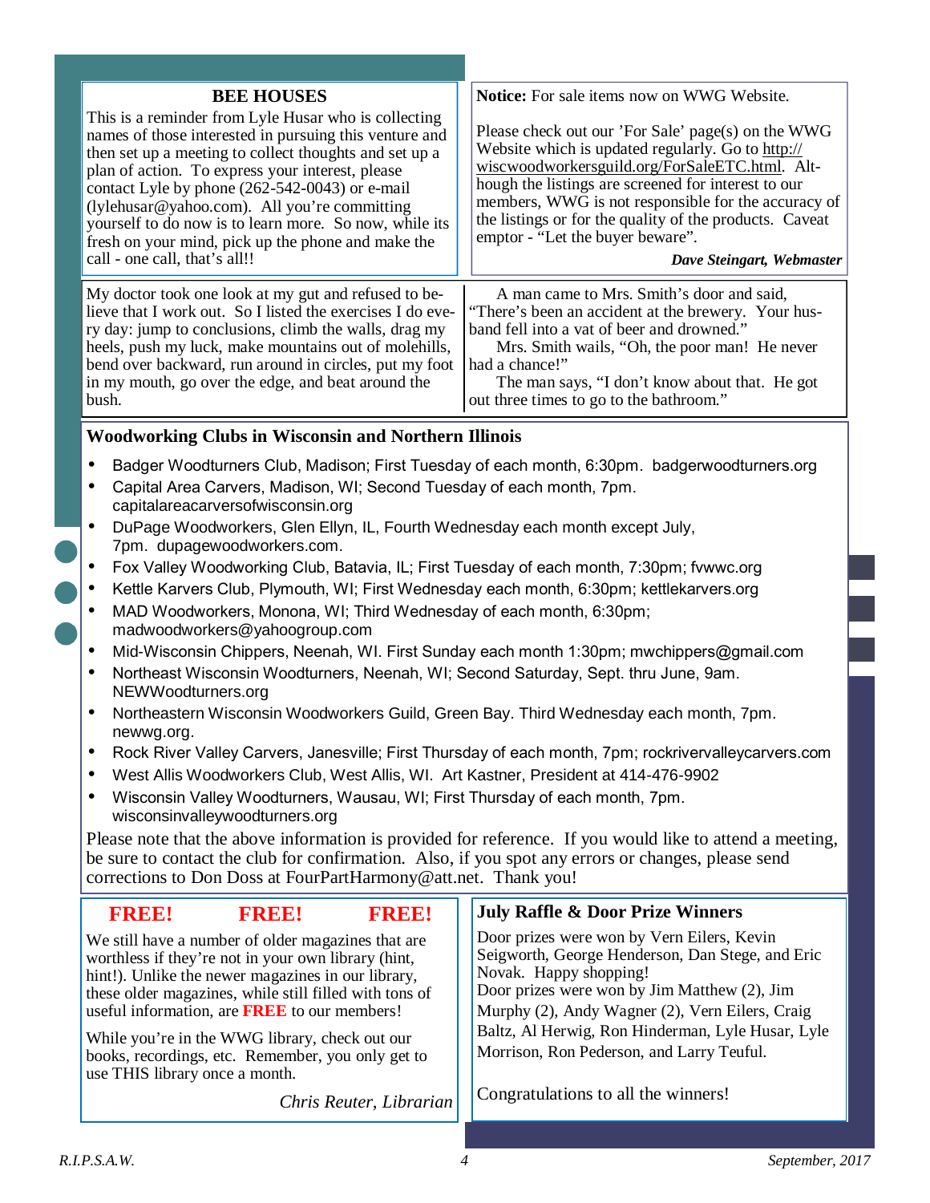## BEE HOUSES

This is a reminder from Lyle Husar who is collecting names of those interested in pursuing this venture and then set up a meeting to collect thoughts and set up a plan of action. To express your interest, please contact Lyle by phone (262-542-0043) or e-mail (lylehusar@yahoo.com). All you're committing yourself to do now is to learn more. So now, while its fresh on your mind, pick up the phone and make the call - one call, that's all!!

**Notice:** For sale items now on WWG Website.

Please check out our 'For Sale' page(s) on the WWG Website which is updated regularly. Go to http://wiscwoodworkersguild.org/ForSaleETC.html. Although the listings are screened for interest to our members, WWG is not responsible for the accuracy of the listings or for the quality of the products. Caveat emptor - "Let the buyer beware".

***Dave Steingart, Webmaster***

My doctor took one look at my gut and refused to believe that I work out. So I listed the exercises I do every day: jump to conclusions, climb the walls, drag my heels, push my luck, make mountains out of molehills, bend over backward, run around in circles, put my foot in my mouth, go over the edge, and beat around the bush.

A man came to Mrs. Smith's door and said, "There's been an accident at the brewery. Your husband fell into a vat of beer and drowned."

Mrs. Smith wails, "Oh, the poor man! He never had a chance!"

The man says, "I don't know about that. He got out three times to go to the bathroom."

## Woodworking Clubs in Wisconsin and Northern Illinois

- Badger Woodturners Club, Madison; First Tuesday of each month, 6:30pm. badgerwoodturners.org
- Capital Area Carvers, Madison, WI; Second Tuesday of each month, 7pm. capitalareacarversofwisconsin.org
- DuPage Woodworkers, Glen Ellyn, IL, Fourth Wednesday each month except July, 7pm. dupagewoodworkers.com.
- Fox Valley Woodworking Club, Batavia, IL; First Tuesday of each month, 7:30pm; fvwwc.org
- Kettle Karvers Club, Plymouth, WI; First Wednesday each month, 6:30pm; kettlekarvers.org
- MAD Woodworkers, Monona, WI; Third Wednesday of each month, 6:30pm; madwoodworkers@yahoogroup.com
- Mid-Wisconsin Chippers, Neenah, WI. First Sunday each month 1:30pm; mwchippers@gmail.com
- Northeast Wisconsin Woodturners, Neenah, WI; Second Saturday, Sept. thru June, 9am. NEWWoodturners.org
- Northeastern Wisconsin Woodworkers Guild, Green Bay. Third Wednesday each month, 7pm. newwg.org.
- Rock River Valley Carvers, Janesville; First Thursday of each month, 7pm; rockrivervalleycarvers.com
- West Allis Woodworkers Club, West Allis, WI. Art Kastner, President at 414-476-9902
- Wisconsin Valley Woodturners, Wausau, WI; First Thursday of each month, 7pm. wisconsinvalleywoodturners.org

Please note that the above information is provided for reference. If you would like to attend a meeting, be sure to contact the club for confirmation. Also, if you spot any errors or changes, please send corrections to Don Doss at FourPartHarmony@att.net. Thank you!

## FREE! FREE! FREE!

We still have a number of older magazines that are worthless if they're not in your own library (hint, hint!). Unlike the newer magazines in our library, these older magazines, while still filled with tons of useful information, are **FREE** to our members!

While you're in the WWG library, check out our books, recordings, etc. Remember, you only get to use THIS library once a month.

*Chris Reuter, Librarian*

## July Raffle & Door Prize Winners

Door prizes were won by Vern Eilers, Kevin Seigworth, George Henderson, Dan Stege, and Eric Novak. Happy shopping!

Door prizes were won by Jim Matthew (2), Jim Murphy (2), Andy Wagner (2), Vern Eilers, Craig Baltz, Al Herwig, Ron Hinderman, Lyle Husar, Lyle Morrison, Ron Pederson, and Larry Teuful.

Congratulations to all the winners!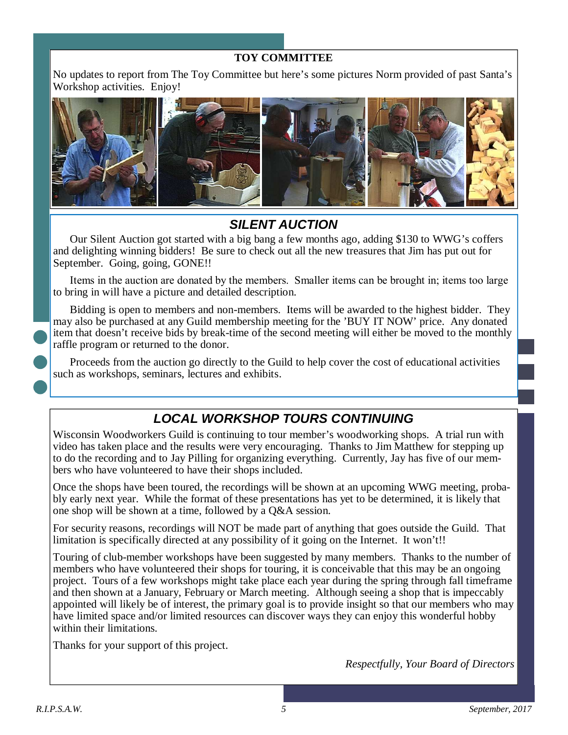## TOY COMMITTEE

No updates to report from The Toy Committee but here's some pictures Norm provided of past Santa's Workshop activities. Enjoy!

## *SILENT AUCTION*

Our Silent Auction got started with a big bang a few months ago, adding $130 to WWG's coffers and delighting winning bidders! Be sure to check out all the new treasures that Jim has put out for September. Going, going, GONE!!

Items in the auction are donated by the members. Smaller items can be brought in; items too large to bring in will have a picture and detailed description.

Bidding is open to members and non-members. Items will be awarded to the highest bidder. They may also be purchased at any Guild membership meeting for the 'BUY IT NOW' price. Any donated item that doesn't receive bids by break-time of the second meeting will either be moved to the monthly raffle program or returned to the donor.

Proceeds from the auction go directly to the Guild to help cover the cost of educational activities such as workshops, seminars, lectures and exhibits.

## *LOCAL WORKSHOP TOURS CONTINUING*

Wisconsin Woodworkers Guild is continuing to tour member's woodworking shops. A trial run with video has taken place and the results were very encouraging. Thanks to Jim Matthew for stepping up to do the recording and to Jay Pilling for organizing everything. Currently, Jay has five of our members who have volunteered to have their shops included.

Once the shops have been toured, the recordings will be shown at an upcoming WWG meeting, probably early next year. While the format of these presentations has yet to be determined, it is likely that one shop will be shown at a time, followed by a Q&A session.

For security reasons, recordings will NOT be made part of anything that goes outside the Guild. That limitation is specifically directed at any possibility of it going on the Internet. It won't!!

Touring of club-member workshops have been suggested by many members. Thanks to the number of members who have volunteered their shops for touring, it is conceivable that this may be an ongoing project. Tours of a few workshops might take place each year during the spring through fall timeframe and then shown at a January, February or March meeting. Although seeing a shop that is impeccably appointed will likely be of interest, the primary goal is to provide insight so that our members who may have limited space and/or limited resources can discover ways they can enjoy this wonderful hobby within their limitations.

Thanks for your support of this project.

*Respectfully, Your Board of Directors*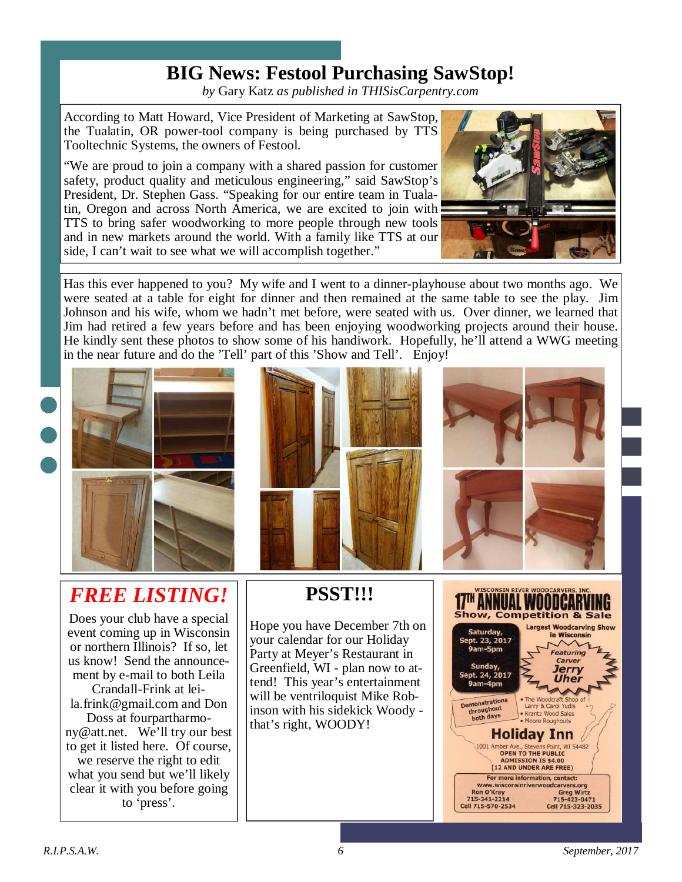# BIG News: Festool Purchasing SawStop!

*by* Gary Katz *as published in THISisCarpentry.com*

According to Matt Howard, Vice President of Marketing at SawStop, the Tualatin, OR power-tool company is being purchased by TTS Tooltechnic Systems, the owners of Festool.

"We are proud to join a company with a shared passion for customer safety, product quality and meticulous engineering," said SawStop's President, Dr. Stephen Gass. "Speaking for our entire team in Tualatin, Oregon and across North America, we are excited to join with TTS to bring safer woodworking to more people through new tools and in new markets around the world. With a family like TTS at our side, I can't wait to see what we will accomplish together."

Has this ever happened to you? My wife and I went to a dinner-playhouse about two months ago. We were seated at a table for eight for dinner and then remained at the same table to see the play. Jim Johnson and his wife, whom we hadn't met before, were seated with us. Over dinner, we learned that Jim had retired a few years before and has been enjoying woodworking projects around their house. He kindly sent these photos to show some of his handiwork. Hopefully, he'll attend a WWG meeting in the near future and do the 'Tell' part of this 'Show and Tell'. Enjoy!

## *FREE LISTING!*

Does your club have a special event coming up in Wisconsin or northern Illinois? If so, let us know! Send the announcement by e-mail to both Leila Crandall-Frink at leila.frink@gmail.com and Don Doss at fourpartharmony@att.net. We'll try our best to get it listed here. Of course, we reserve the right to edit what you send but we'll likely clear it with you before going to 'press'.

## PSST!!!

Hope you have December 7th on your calendar for our Holiday Party at Meyer's Restaurant in Greenfield, WI - plan now to attend! This year's entertainment will be ventriloquist Mike Robinson with his sidekick Woody - that's right, WOODY!

WISCONSIN RIVER WOODCARVERS, INC.

**17TH ANNUAL WOODCARVING Show, Competition & Sale**

Largest Woodcarving Show in Wisconsin

Saturday, Sept. 23, 2017 9am-5pm

Sunday, Sept. 24, 2017 9am-4pm

Featuring Carver **Jerry Uher**

Demonstrations throughout both days

- The Woodcraft Shop of Larry & Carol Yudis
- Krantz Wood Sales
- Moore Roughouts

**Holiday Inn**

1001 Amber Ave., Stevens Point, WI 54482

OPEN TO THE PUBLIC

ADMISSION IS $4.00

(12 AND UNDER ARE FREE)

For more information, contact:
www.wisconsinriverwoodcarvers.org

Ron O'Kray 715-341-2214 Cell 715-570-2534

Greg Wirtz 715-423-0471 Cell 715-323-2035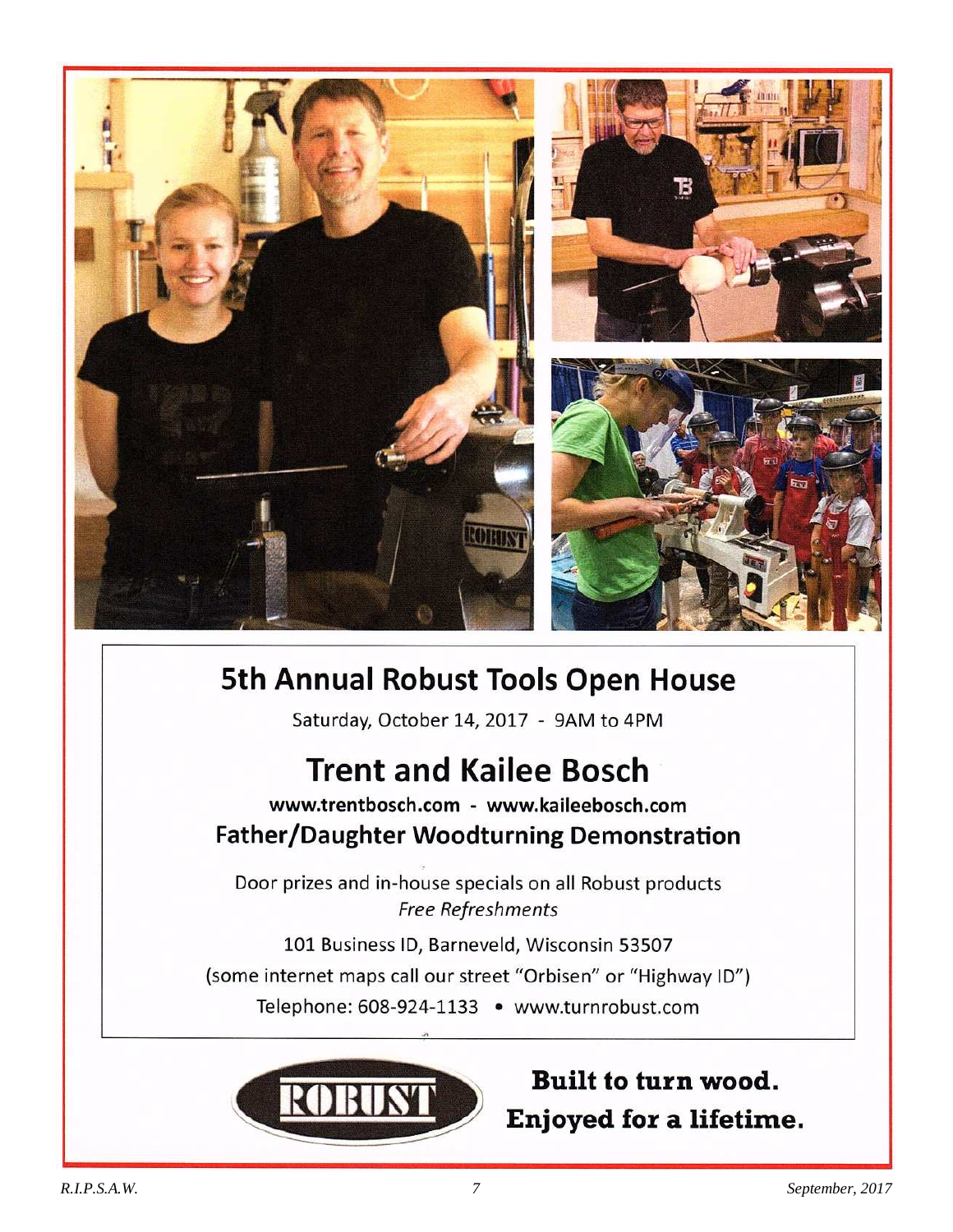# 5th Annual Robust Tools Open House

Saturday, October 14, 2017 - 9AM to 4PM

# Trent and Kailee Bosch

**www.trentbosch.com - www.kaileebosch.com**

## Father/Daughter Woodturning Demonstration

Door prizes and in-house specials on all Robust products

*Free Refreshments*

101 Business ID, Barneveld, Wisconsin 53507

(some internet maps call our street "Orbisen" or "Highway ID")

Telephone: 608-924-1133 • www.turnrobust.com

ROBUST

**Built to turn wood.**
**Enjoyed for a lifetime.**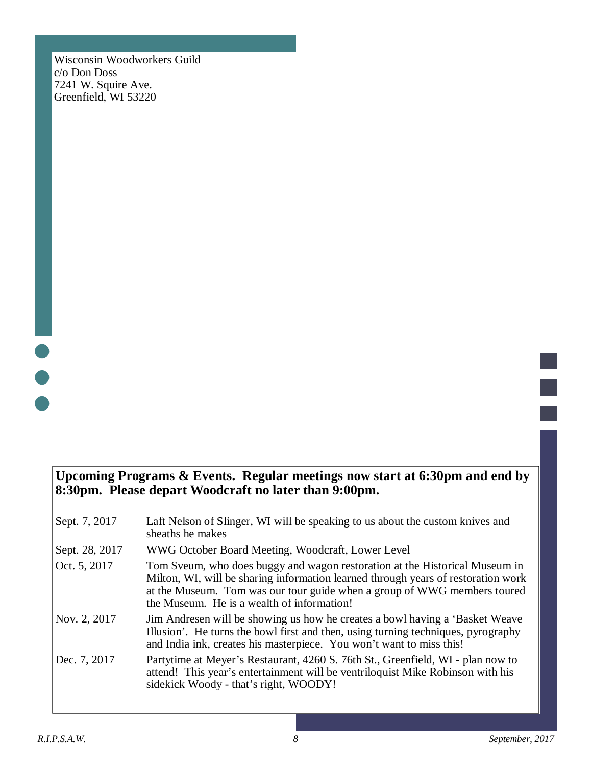Wisconsin Woodworkers Guild
c/o Don Doss
7241 W. Squire Ave.
Greenfield, WI 53220

**Upcoming Programs & Events. Regular meetings now start at 6:30pm and end by 8:30pm. Please depart Woodcraft no later than 9:00pm.**

| | |
|---|---|
| Sept. 7, 2017 | Laft Nelson of Slinger, WI will be speaking to us about the custom knives and sheaths he makes |
| Sept. 28, 2017 | WWG October Board Meeting, Woodcraft, Lower Level |
| Oct. 5, 2017 | Tom Sveum, who does buggy and wagon restoration at the Historical Museum in Milton, WI, will be sharing information learned through years of restoration work at the Museum. Tom was our tour guide when a group of WWG members toured the Museum. He is a wealth of information! |
| Nov. 2, 2017 | Jim Andresen will be showing us how he creates a bowl having a 'Basket Weave Illusion'. He turns the bowl first and then, using turning techniques, pyrography and India ink, creates his masterpiece. You won't want to miss this! |
| Dec. 7, 2017 | Partytime at Meyer's Restaurant, 4260 S. 76th St., Greenfield, WI - plan now to attend! This year's entertainment will be ventriloquist Mike Robinson with his sidekick Woody - that's right, WOODY! |